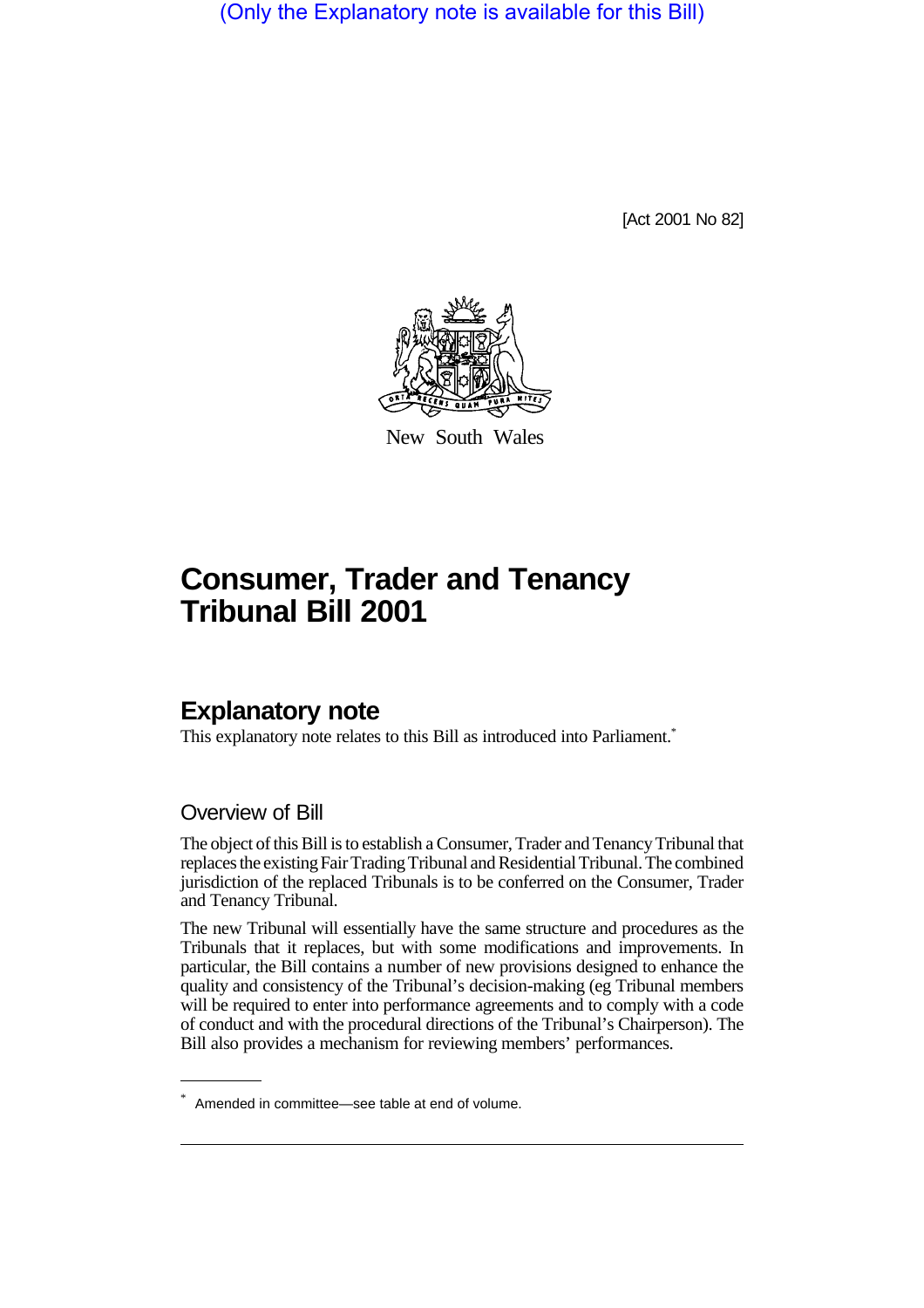(Only the Explanatory note is available for this Bill)

[Act 2001 No 82]

New South Wales

# Consumer, Trader and Tenancy Tribunal Bill 2001

## Explanatory note

This explanatory note relates to this Bill as introduced into Parliament.*

### Overview of Bill

The object of this Bill is to establish a Consumer, Trader and Tenancy Tribunal that replaces the existing Fair Trading Tribunal and Residential Tribunal. The combined jurisdiction of the replaced Tribunals is to be conferred on the Consumer, Trader and Tenancy Tribunal.

The new Tribunal will essentially have the same structure and procedures as the Tribunals that it replaces, but with some modifications and improvements. In particular, the Bill contains a number of new provisions designed to enhance the quality and consistency of the Tribunal's decision-making (eg Tribunal members will be required to enter into performance agreements and to comply with a code of conduct and with the procedural directions of the Tribunal's Chairperson). The Bill also provides a mechanism for reviewing members' performances.

---

* Amended in committee—see table at end of volume.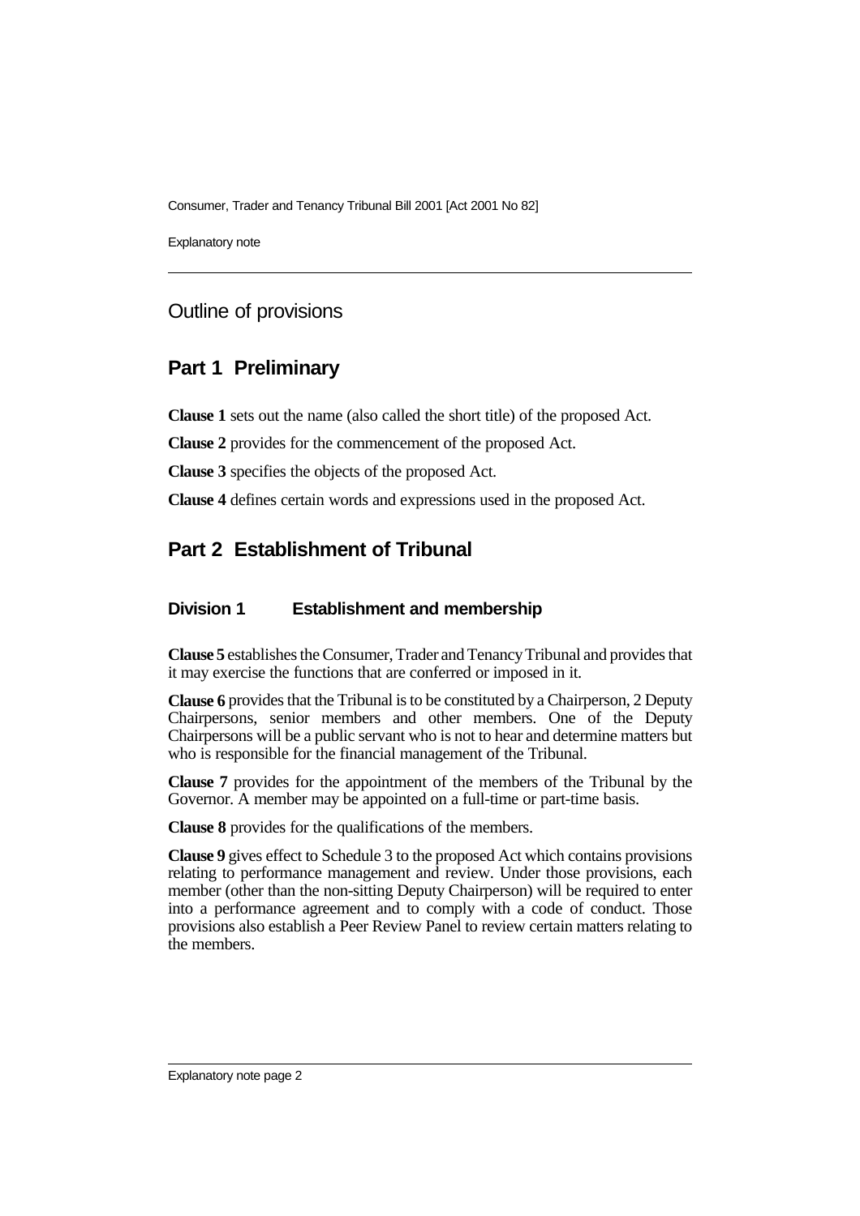## Outline of provisions

## Part 1 Preliminary

**Clause 1** sets out the name (also called the short title) of the proposed Act.

**Clause 2** provides for the commencement of the proposed Act.

**Clause 3** specifies the objects of the proposed Act.

**Clause 4** defines certain words and expressions used in the proposed Act.

## Part 2 Establishment of Tribunal

### Division 1 Establishment and membership

**Clause 5** establishes the Consumer, Trader and Tenancy Tribunal and provides that it may exercise the functions that are conferred or imposed in it.

**Clause 6** provides that the Tribunal is to be constituted by a Chairperson, 2 Deputy Chairpersons, senior members and other members. One of the Deputy Chairpersons will be a public servant who is not to hear and determine matters but who is responsible for the financial management of the Tribunal.

**Clause 7** provides for the appointment of the members of the Tribunal by the Governor. A member may be appointed on a full-time or part-time basis.

**Clause 8** provides for the qualifications of the members.

**Clause 9** gives effect to Schedule 3 to the proposed Act which contains provisions relating to performance management and review. Under those provisions, each member (other than the non-sitting Deputy Chairperson) will be required to enter into a performance agreement and to comply with a code of conduct. Those provisions also establish a Peer Review Panel to review certain matters relating to the members.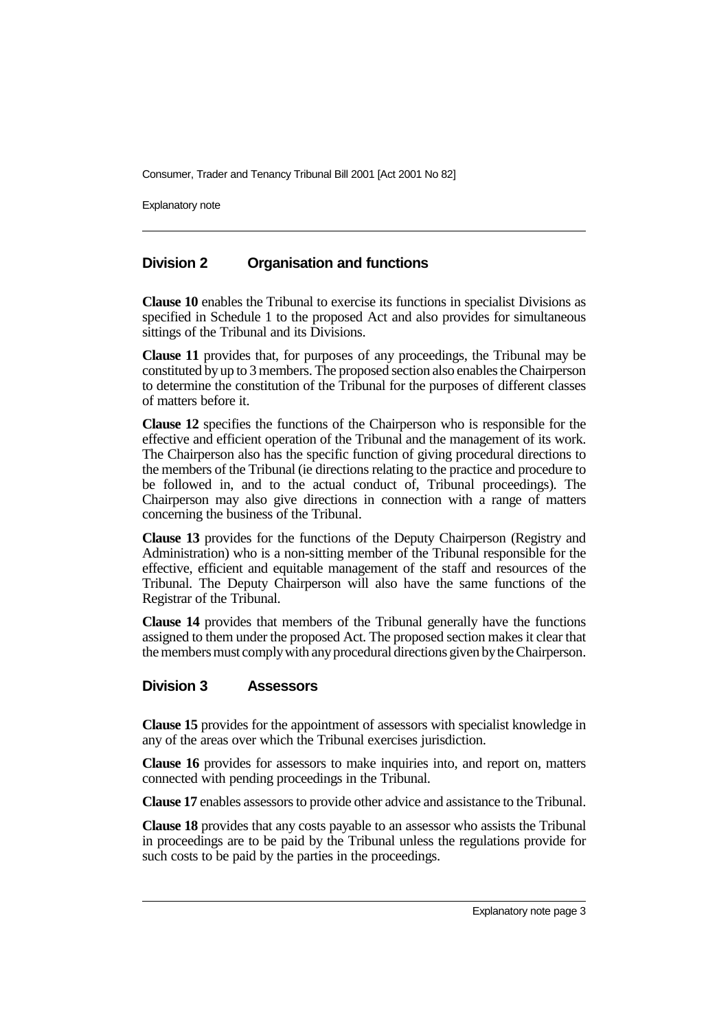## Division 2 Organisation and functions

**Clause 10** enables the Tribunal to exercise its functions in specialist Divisions as specified in Schedule 1 to the proposed Act and also provides for simultaneous sittings of the Tribunal and its Divisions.

**Clause 11** provides that, for purposes of any proceedings, the Tribunal may be constituted by up to 3 members. The proposed section also enables the Chairperson to determine the constitution of the Tribunal for the purposes of different classes of matters before it.

**Clause 12** specifies the functions of the Chairperson who is responsible for the effective and efficient operation of the Tribunal and the management of its work. The Chairperson also has the specific function of giving procedural directions to the members of the Tribunal (ie directions relating to the practice and procedure to be followed in, and to the actual conduct of, Tribunal proceedings). The Chairperson may also give directions in connection with a range of matters concerning the business of the Tribunal.

**Clause 13** provides for the functions of the Deputy Chairperson (Registry and Administration) who is a non-sitting member of the Tribunal responsible for the effective, efficient and equitable management of the staff and resources of the Tribunal. The Deputy Chairperson will also have the same functions of the Registrar of the Tribunal.

**Clause 14** provides that members of the Tribunal generally have the functions assigned to them under the proposed Act. The proposed section makes it clear that the members must comply with any procedural directions given by the Chairperson.

## Division 3 Assessors

**Clause 15** provides for the appointment of assessors with specialist knowledge in any of the areas over which the Tribunal exercises jurisdiction.

**Clause 16** provides for assessors to make inquiries into, and report on, matters connected with pending proceedings in the Tribunal.

**Clause 17** enables assessors to provide other advice and assistance to the Tribunal.

**Clause 18** provides that any costs payable to an assessor who assists the Tribunal in proceedings are to be paid by the Tribunal unless the regulations provide for such costs to be paid by the parties in the proceedings.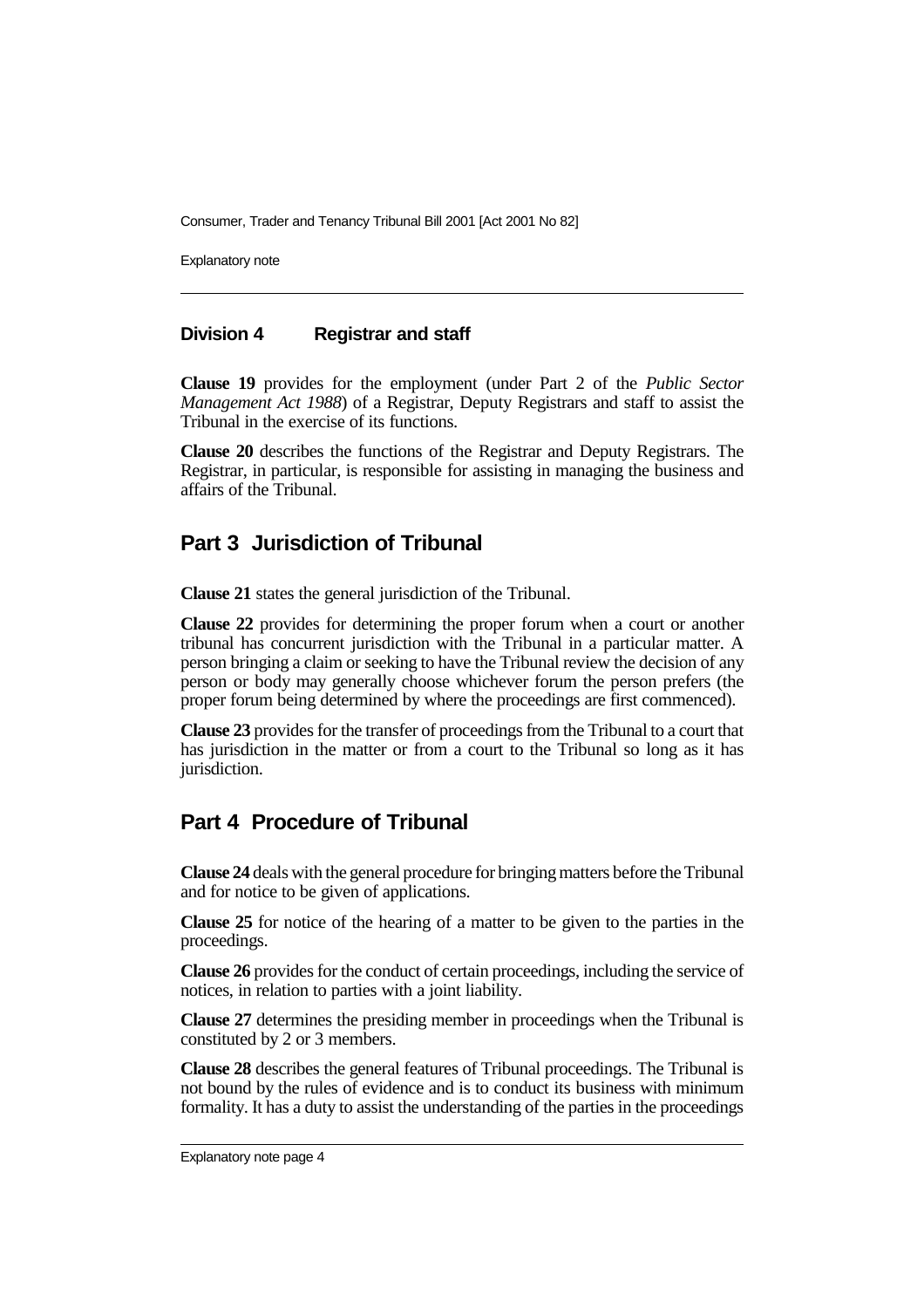### Division 4 Registrar and staff

**Clause 19** provides for the employment (under Part 2 of the *Public Sector Management Act 1988*) of a Registrar, Deputy Registrars and staff to assist the Tribunal in the exercise of its functions.

**Clause 20** describes the functions of the Registrar and Deputy Registrars. The Registrar, in particular, is responsible for assisting in managing the business and affairs of the Tribunal.

## Part 3 Jurisdiction of Tribunal

**Clause 21** states the general jurisdiction of the Tribunal.

**Clause 22** provides for determining the proper forum when a court or another tribunal has concurrent jurisdiction with the Tribunal in a particular matter. A person bringing a claim or seeking to have the Tribunal review the decision of any person or body may generally choose whichever forum the person prefers (the proper forum being determined by where the proceedings are first commenced).

**Clause 23** provides for the transfer of proceedings from the Tribunal to a court that has jurisdiction in the matter or from a court to the Tribunal so long as it has jurisdiction.

## Part 4 Procedure of Tribunal

**Clause 24** deals with the general procedure for bringing matters before the Tribunal and for notice to be given of applications.

**Clause 25** for notice of the hearing of a matter to be given to the parties in the proceedings.

**Clause 26** provides for the conduct of certain proceedings, including the service of notices, in relation to parties with a joint liability.

**Clause 27** determines the presiding member in proceedings when the Tribunal is constituted by 2 or 3 members.

**Clause 28** describes the general features of Tribunal proceedings. The Tribunal is not bound by the rules of evidence and is to conduct its business with minimum formality. It has a duty to assist the understanding of the parties in the proceedings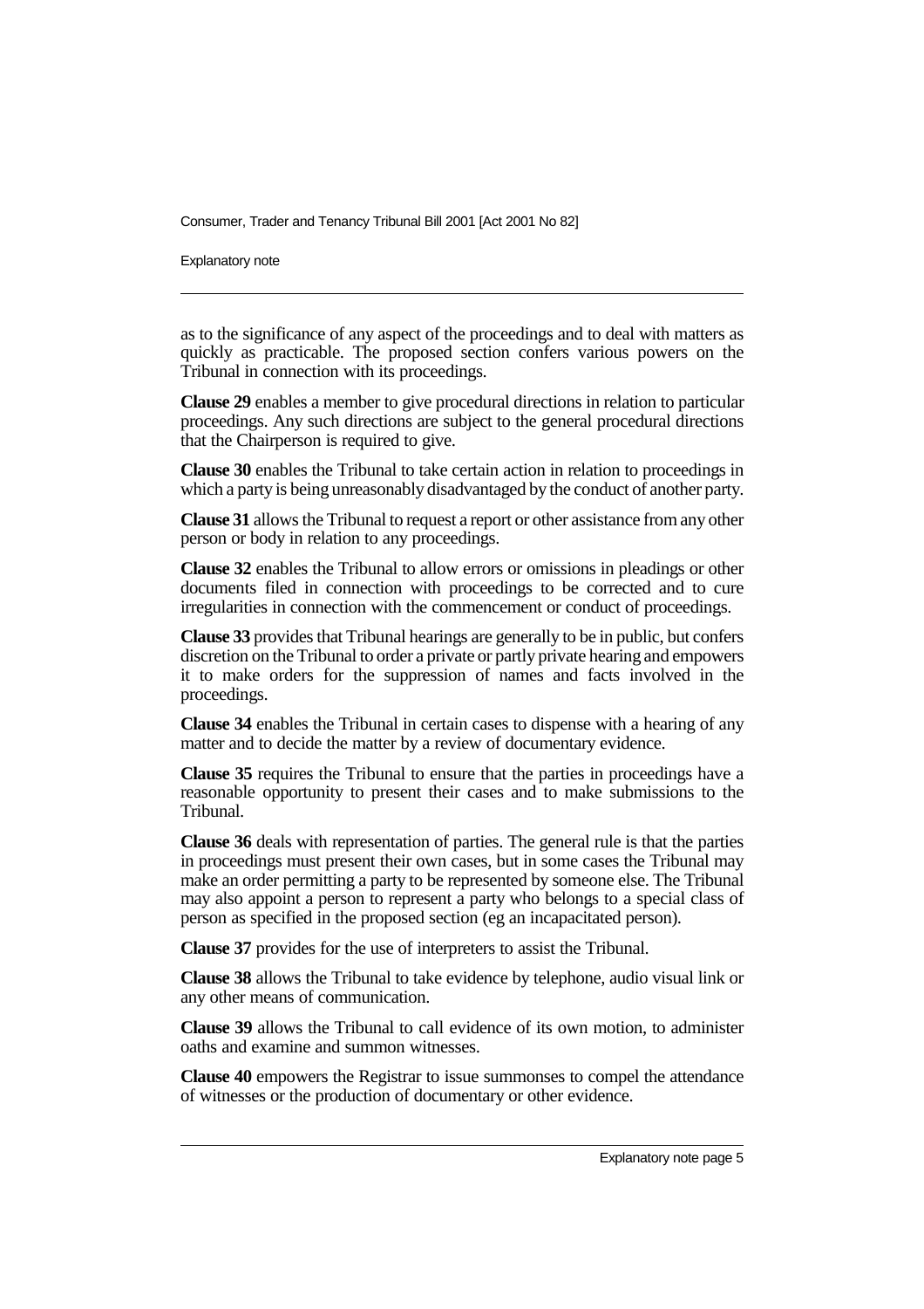as to the significance of any aspect of the proceedings and to deal with matters as quickly as practicable. The proposed section confers various powers on the Tribunal in connection with its proceedings.

**Clause 29** enables a member to give procedural directions in relation to particular proceedings. Any such directions are subject to the general procedural directions that the Chairperson is required to give.

**Clause 30** enables the Tribunal to take certain action in relation to proceedings in which a party is being unreasonably disadvantaged by the conduct of another party.

**Clause 31** allows the Tribunal to request a report or other assistance from any other person or body in relation to any proceedings.

**Clause 32** enables the Tribunal to allow errors or omissions in pleadings or other documents filed in connection with proceedings to be corrected and to cure irregularities in connection with the commencement or conduct of proceedings.

**Clause 33** provides that Tribunal hearings are generally to be in public, but confers discretion on the Tribunal to order a private or partly private hearing and empowers it to make orders for the suppression of names and facts involved in the proceedings.

**Clause 34** enables the Tribunal in certain cases to dispense with a hearing of any matter and to decide the matter by a review of documentary evidence.

**Clause 35** requires the Tribunal to ensure that the parties in proceedings have a reasonable opportunity to present their cases and to make submissions to the Tribunal.

**Clause 36** deals with representation of parties. The general rule is that the parties in proceedings must present their own cases, but in some cases the Tribunal may make an order permitting a party to be represented by someone else. The Tribunal may also appoint a person to represent a party who belongs to a special class of person as specified in the proposed section (eg an incapacitated person).

**Clause 37** provides for the use of interpreters to assist the Tribunal.

**Clause 38** allows the Tribunal to take evidence by telephone, audio visual link or any other means of communication.

**Clause 39** allows the Tribunal to call evidence of its own motion, to administer oaths and examine and summon witnesses.

**Clause 40** empowers the Registrar to issue summonses to compel the attendance of witnesses or the production of documentary or other evidence.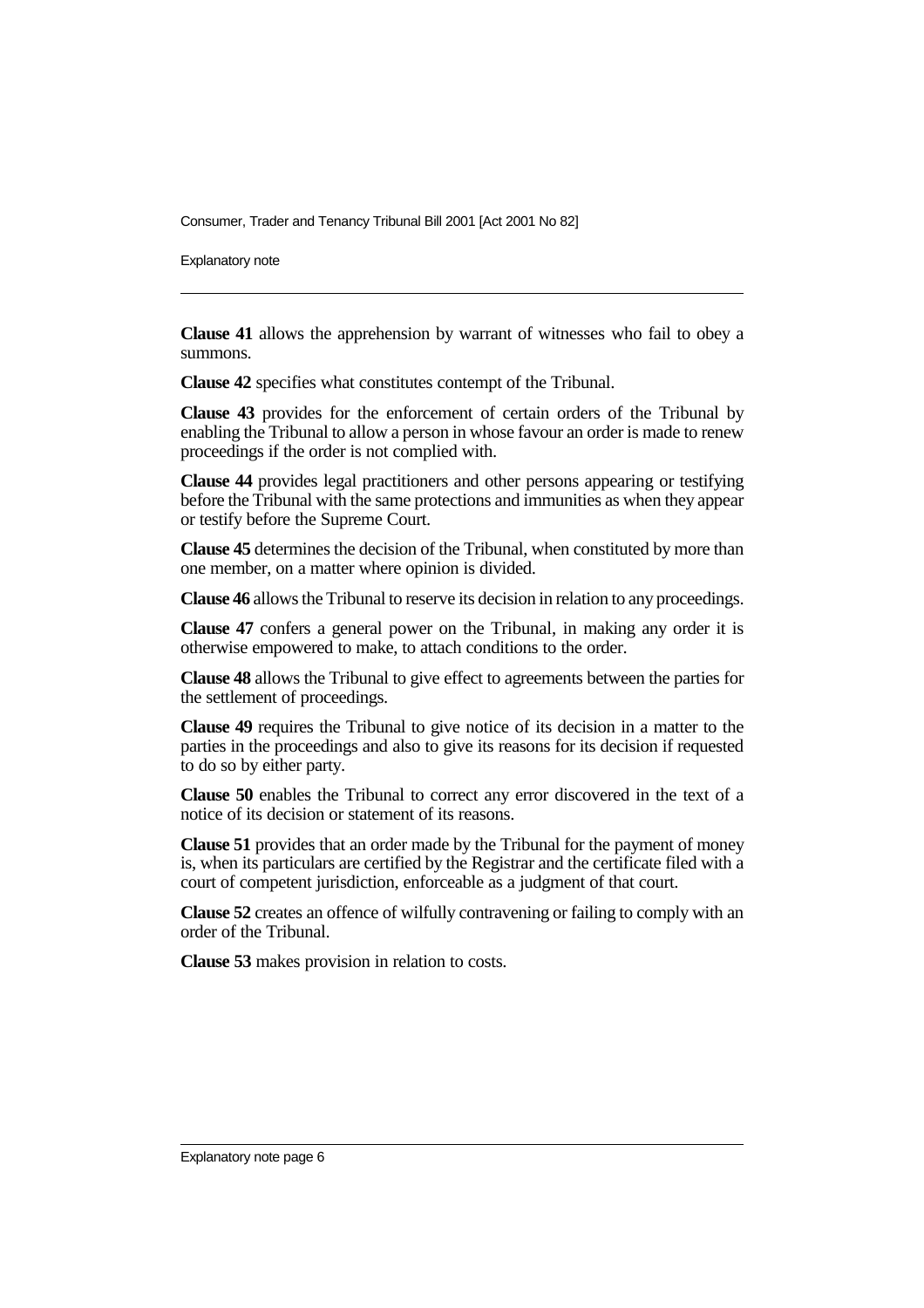**Clause 41** allows the apprehension by warrant of witnesses who fail to obey a summons.

**Clause 42** specifies what constitutes contempt of the Tribunal.

**Clause 43** provides for the enforcement of certain orders of the Tribunal by enabling the Tribunal to allow a person in whose favour an order is made to renew proceedings if the order is not complied with.

**Clause 44** provides legal practitioners and other persons appearing or testifying before the Tribunal with the same protections and immunities as when they appear or testify before the Supreme Court.

**Clause 45** determines the decision of the Tribunal, when constituted by more than one member, on a matter where opinion is divided.

**Clause 46** allows the Tribunal to reserve its decision in relation to any proceedings.

**Clause 47** confers a general power on the Tribunal, in making any order it is otherwise empowered to make, to attach conditions to the order.

**Clause 48** allows the Tribunal to give effect to agreements between the parties for the settlement of proceedings.

**Clause 49** requires the Tribunal to give notice of its decision in a matter to the parties in the proceedings and also to give its reasons for its decision if requested to do so by either party.

**Clause 50** enables the Tribunal to correct any error discovered in the text of a notice of its decision or statement of its reasons.

**Clause 51** provides that an order made by the Tribunal for the payment of money is, when its particulars are certified by the Registrar and the certificate filed with a court of competent jurisdiction, enforceable as a judgment of that court.

**Clause 52** creates an offence of wilfully contravening or failing to comply with an order of the Tribunal.

**Clause 53** makes provision in relation to costs.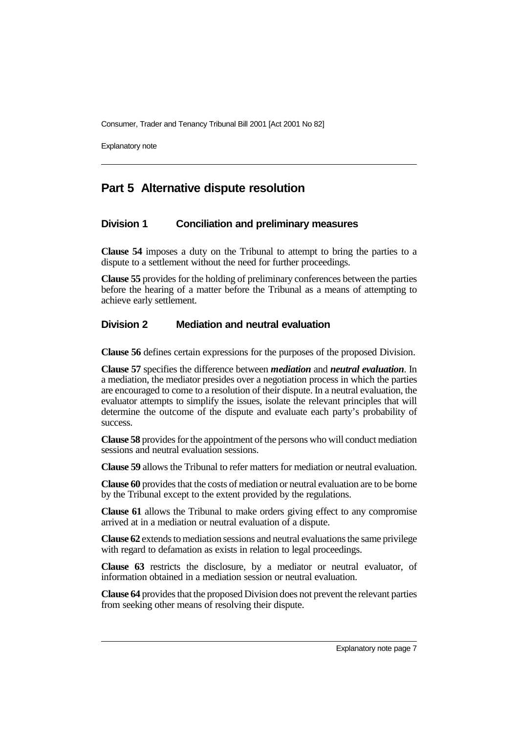## Part 5 Alternative dispute resolution

### Division 1 Conciliation and preliminary measures

**Clause 54** imposes a duty on the Tribunal to attempt to bring the parties to a dispute to a settlement without the need for further proceedings.

**Clause 55** provides for the holding of preliminary conferences between the parties before the hearing of a matter before the Tribunal as a means of attempting to achieve early settlement.

### Division 2 Mediation and neutral evaluation

**Clause 56** defines certain expressions for the purposes of the proposed Division.

**Clause 57** specifies the difference between ***mediation*** and ***neutral evaluation***. In a mediation, the mediator presides over a negotiation process in which the parties are encouraged to come to a resolution of their dispute. In a neutral evaluation, the evaluator attempts to simplify the issues, isolate the relevant principles that will determine the outcome of the dispute and evaluate each party's probability of success.

**Clause 58** provides for the appointment of the persons who will conduct mediation sessions and neutral evaluation sessions.

**Clause 59** allows the Tribunal to refer matters for mediation or neutral evaluation.

**Clause 60** provides that the costs of mediation or neutral evaluation are to be borne by the Tribunal except to the extent provided by the regulations.

**Clause 61** allows the Tribunal to make orders giving effect to any compromise arrived at in a mediation or neutral evaluation of a dispute.

**Clause 62** extends to mediation sessions and neutral evaluations the same privilege with regard to defamation as exists in relation to legal proceedings.

**Clause 63** restricts the disclosure, by a mediator or neutral evaluator, of information obtained in a mediation session or neutral evaluation.

**Clause 64** provides that the proposed Division does not prevent the relevant parties from seeking other means of resolving their dispute.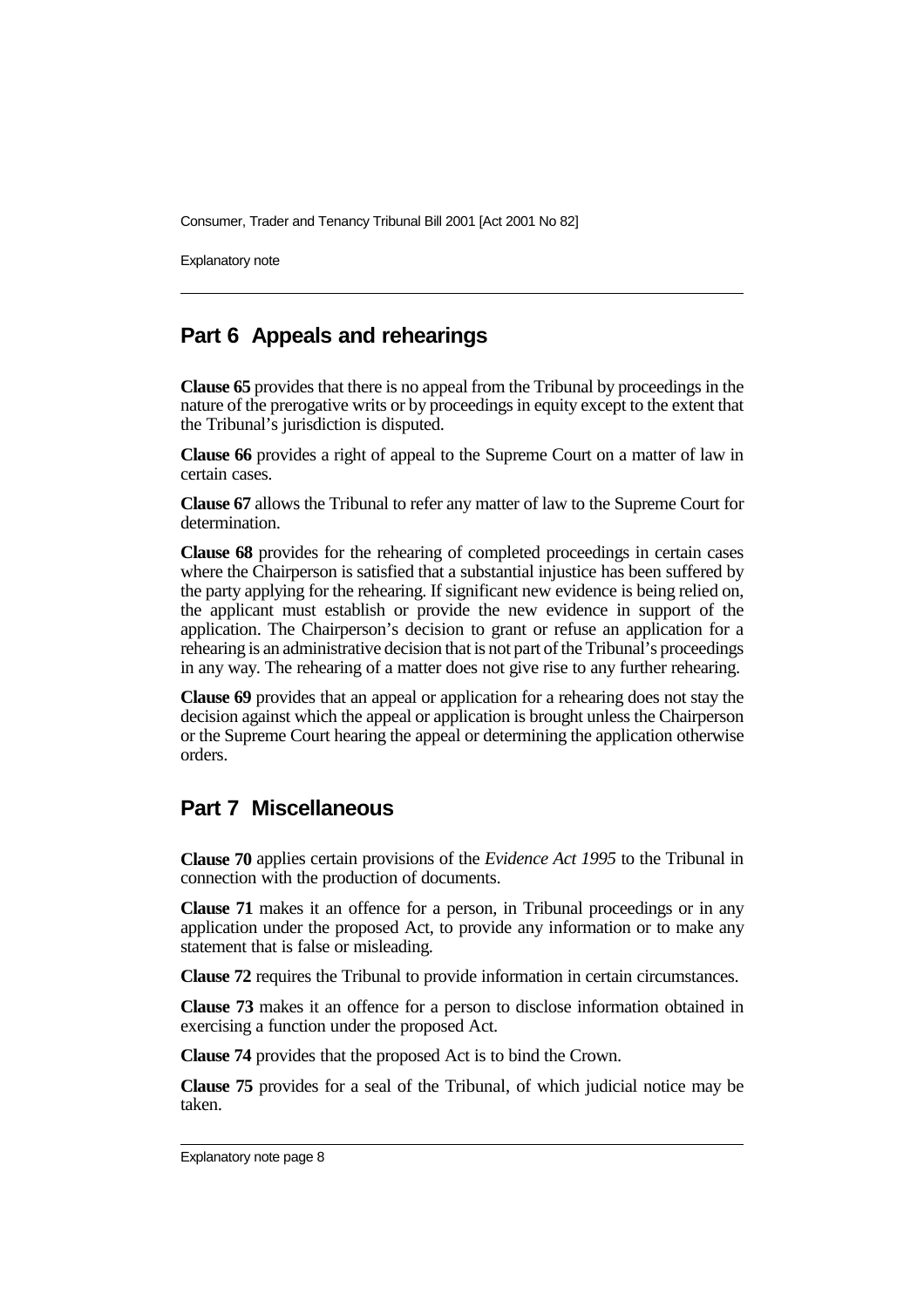## Part 6 Appeals and rehearings

**Clause 65** provides that there is no appeal from the Tribunal by proceedings in the nature of the prerogative writs or by proceedings in equity except to the extent that the Tribunal's jurisdiction is disputed.

**Clause 66** provides a right of appeal to the Supreme Court on a matter of law in certain cases.

**Clause 67** allows the Tribunal to refer any matter of law to the Supreme Court for determination.

**Clause 68** provides for the rehearing of completed proceedings in certain cases where the Chairperson is satisfied that a substantial injustice has been suffered by the party applying for the rehearing. If significant new evidence is being relied on, the applicant must establish or provide the new evidence in support of the application. The Chairperson's decision to grant or refuse an application for a rehearing is an administrative decision that is not part of the Tribunal's proceedings in any way. The rehearing of a matter does not give rise to any further rehearing.

**Clause 69** provides that an appeal or application for a rehearing does not stay the decision against which the appeal or application is brought unless the Chairperson or the Supreme Court hearing the appeal or determining the application otherwise orders.

## Part 7 Miscellaneous

**Clause 70** applies certain provisions of the *Evidence Act 1995* to the Tribunal in connection with the production of documents.

**Clause 71** makes it an offence for a person, in Tribunal proceedings or in any application under the proposed Act, to provide any information or to make any statement that is false or misleading.

**Clause 72** requires the Tribunal to provide information in certain circumstances.

**Clause 73** makes it an offence for a person to disclose information obtained in exercising a function under the proposed Act.

**Clause 74** provides that the proposed Act is to bind the Crown.

**Clause 75** provides for a seal of the Tribunal, of which judicial notice may be taken.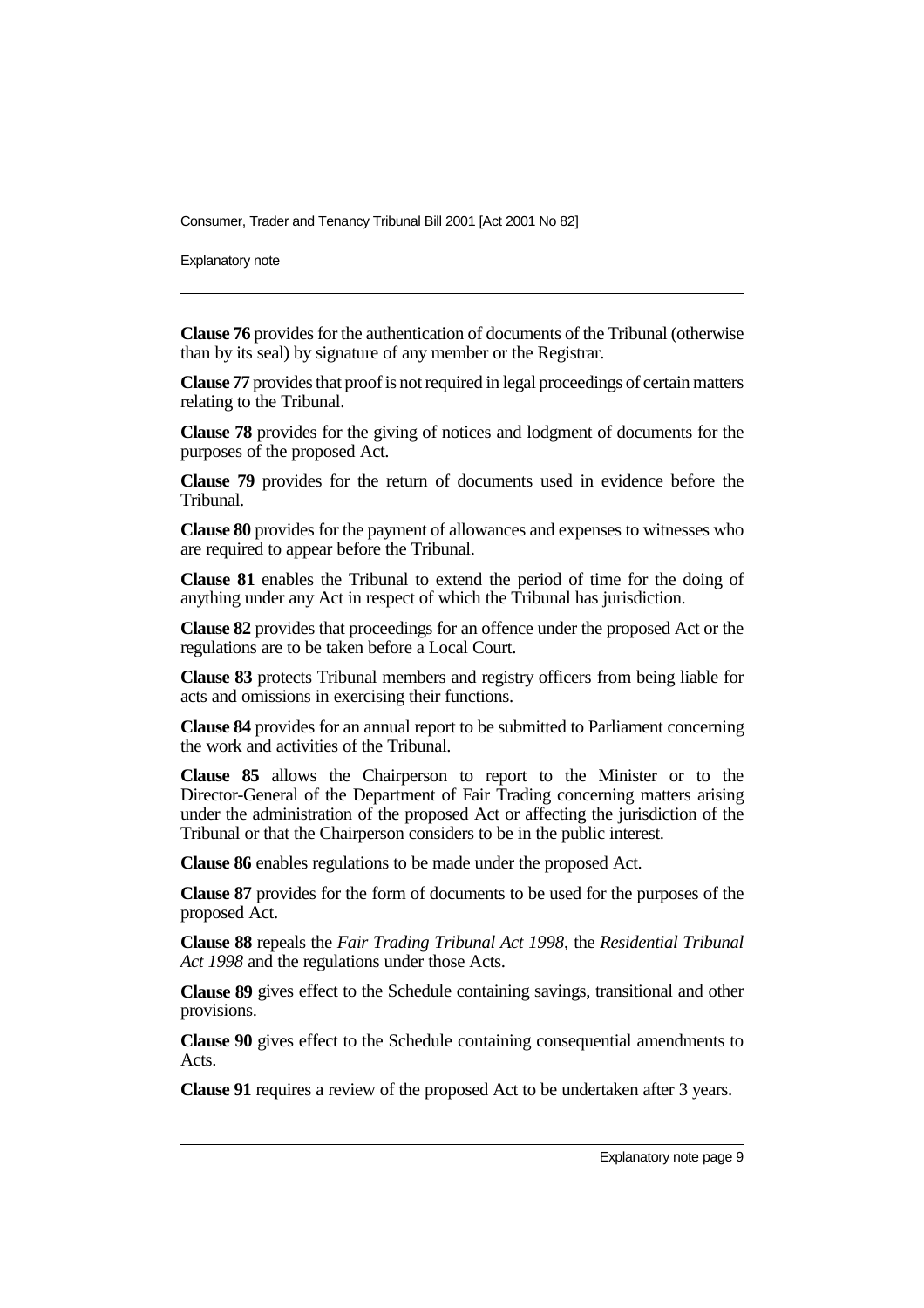**Clause 76** provides for the authentication of documents of the Tribunal (otherwise than by its seal) by signature of any member or the Registrar.

**Clause 77** provides that proof is not required in legal proceedings of certain matters relating to the Tribunal.

**Clause 78** provides for the giving of notices and lodgment of documents for the purposes of the proposed Act.

**Clause 79** provides for the return of documents used in evidence before the Tribunal.

**Clause 80** provides for the payment of allowances and expenses to witnesses who are required to appear before the Tribunal.

**Clause 81** enables the Tribunal to extend the period of time for the doing of anything under any Act in respect of which the Tribunal has jurisdiction.

**Clause 82** provides that proceedings for an offence under the proposed Act or the regulations are to be taken before a Local Court.

**Clause 83** protects Tribunal members and registry officers from being liable for acts and omissions in exercising their functions.

**Clause 84** provides for an annual report to be submitted to Parliament concerning the work and activities of the Tribunal.

**Clause 85** allows the Chairperson to report to the Minister or to the Director-General of the Department of Fair Trading concerning matters arising under the administration of the proposed Act or affecting the jurisdiction of the Tribunal or that the Chairperson considers to be in the public interest.

**Clause 86** enables regulations to be made under the proposed Act.

**Clause 87** provides for the form of documents to be used for the purposes of the proposed Act.

**Clause 88** repeals the *Fair Trading Tribunal Act 1998*, the *Residential Tribunal Act 1998* and the regulations under those Acts.

**Clause 89** gives effect to the Schedule containing savings, transitional and other provisions.

**Clause 90** gives effect to the Schedule containing consequential amendments to Acts.

**Clause 91** requires a review of the proposed Act to be undertaken after 3 years.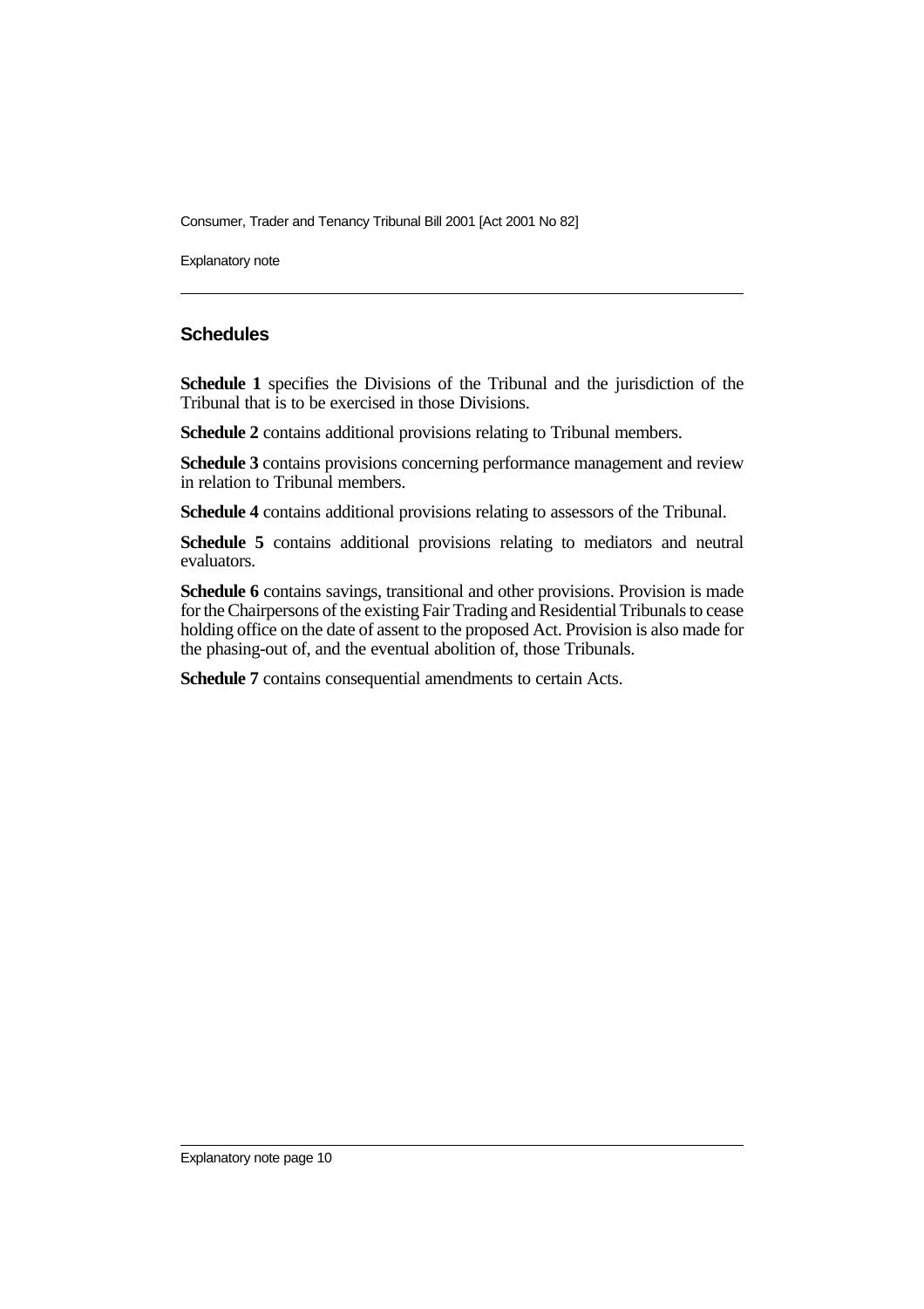## Schedules

**Schedule 1** specifies the Divisions of the Tribunal and the jurisdiction of the Tribunal that is to be exercised in those Divisions.

**Schedule 2** contains additional provisions relating to Tribunal members.

**Schedule 3** contains provisions concerning performance management and review in relation to Tribunal members.

**Schedule 4** contains additional provisions relating to assessors of the Tribunal.

**Schedule 5** contains additional provisions relating to mediators and neutral evaluators.

**Schedule 6** contains savings, transitional and other provisions. Provision is made for the Chairpersons of the existing Fair Trading and Residential Tribunals to cease holding office on the date of assent to the proposed Act. Provision is also made for the phasing-out of, and the eventual abolition of, those Tribunals.

**Schedule 7** contains consequential amendments to certain Acts.